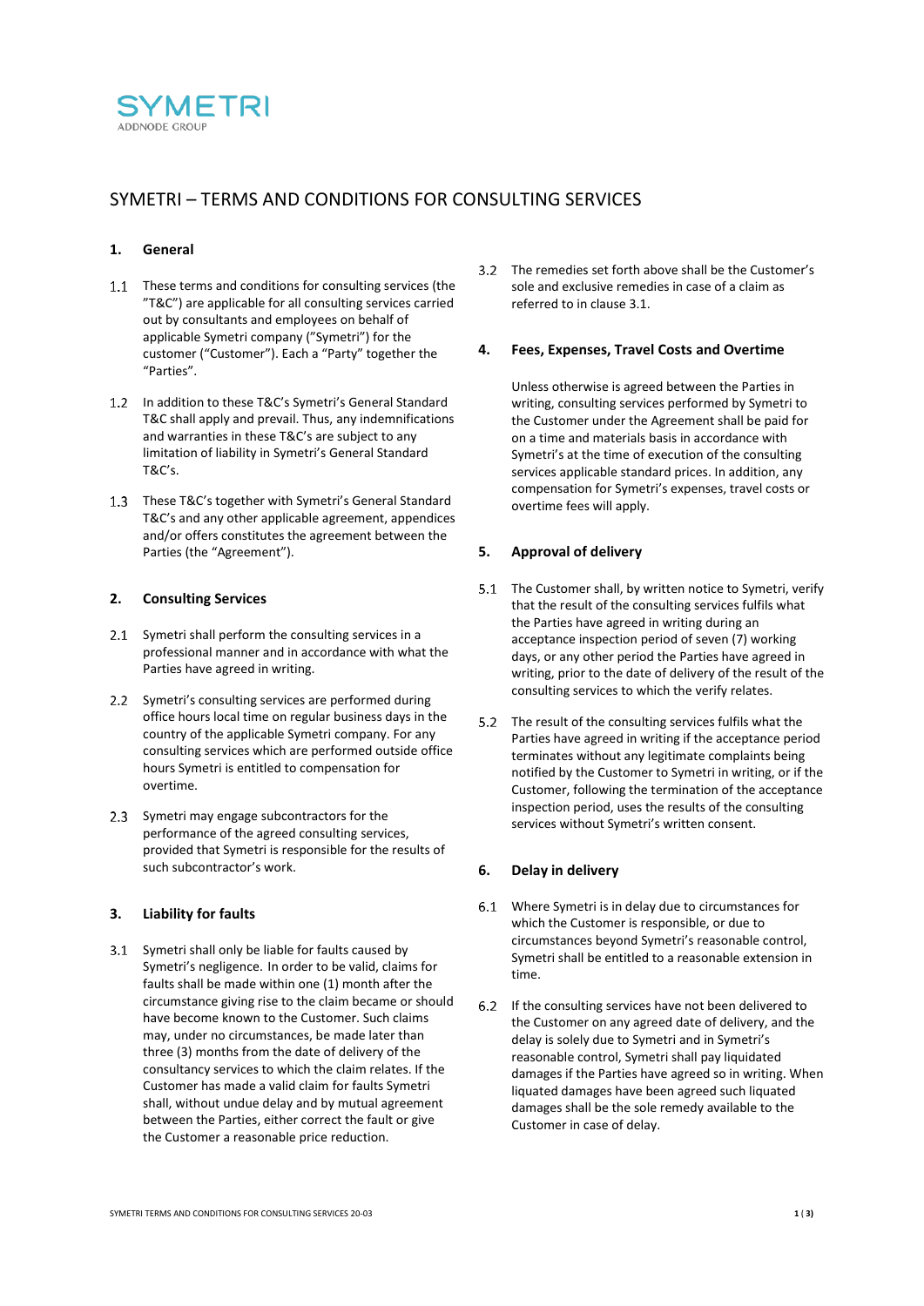SYMETRI
ADDNODE GROUP

# SYMETRI – TERMS AND CONDITIONS FOR CONSULTING SERVICES

## 1. General

1.1 These terms and conditions for consulting services (the "T&C") are applicable for all consulting services carried out by consultants and employees on behalf of applicable Symetri company ("Symetri") for the customer ("Customer"). Each a "Party" together the "Parties".

1.2 In addition to these T&C's Symetri's General Standard T&C shall apply and prevail. Thus, any indemnifications and warranties in these T&C's are subject to any limitation of liability in Symetri's General Standard T&C's.

1.3 These T&C's together with Symetri's General Standard T&C's and any other applicable agreement, appendices and/or offers constitutes the agreement between the Parties (the "Agreement").

## 2. Consulting Services

2.1 Symetri shall perform the consulting services in a professional manner and in accordance with what the Parties have agreed in writing.

2.2 Symetri's consulting services are performed during office hours local time on regular business days in the country of the applicable Symetri company. For any consulting services which are performed outside office hours Symetri is entitled to compensation for overtime.

2.3 Symetri may engage subcontractors for the performance of the agreed consulting services, provided that Symetri is responsible for the results of such subcontractor's work.

## 3. Liability for faults

3.1 Symetri shall only be liable for faults caused by Symetri's negligence. In order to be valid, claims for faults shall be made within one (1) month after the circumstance giving rise to the claim became or should have become known to the Customer. Such claims may, under no circumstances, be made later than three (3) months from the date of delivery of the consultancy services to which the claim relates. If the Customer has made a valid claim for faults Symetri shall, without undue delay and by mutual agreement between the Parties, either correct the fault or give the Customer a reasonable price reduction.

3.2 The remedies set forth above shall be the Customer's sole and exclusive remedies in case of a claim as referred to in clause 3.1.

## 4. Fees, Expenses, Travel Costs and Overtime

Unless otherwise is agreed between the Parties in writing, consulting services performed by Symetri to the Customer under the Agreement shall be paid for on a time and materials basis in accordance with Symetri's at the time of execution of the consulting services applicable standard prices. In addition, any compensation for Symetri's expenses, travel costs or overtime fees will apply.

## 5. Approval of delivery

5.1 The Customer shall, by written notice to Symetri, verify that the result of the consulting services fulfils what the Parties have agreed in writing during an acceptance inspection period of seven (7) working days, or any other period the Parties have agreed in writing, prior to the date of delivery of the result of the consulting services to which the verify relates.

5.2 The result of the consulting services fulfils what the Parties have agreed in writing if the acceptance period terminates without any legitimate complaints being notified by the Customer to Symetri in writing, or if the Customer, following the termination of the acceptance inspection period, uses the results of the consulting services without Symetri's written consent.

## 6. Delay in delivery

6.1 Where Symetri is in delay due to circumstances for which the Customer is responsible, or due to circumstances beyond Symetri's reasonable control, Symetri shall be entitled to a reasonable extension in time.

6.2 If the consulting services have not been delivered to the Customer on any agreed date of delivery, and the delay is solely due to Symetri and in Symetri's reasonable control, Symetri shall pay liquidated damages if the Parties have agreed so in writing. When liquidated damages have been agreed such liquated damages shall be the sole remedy available to the Customer in case of delay.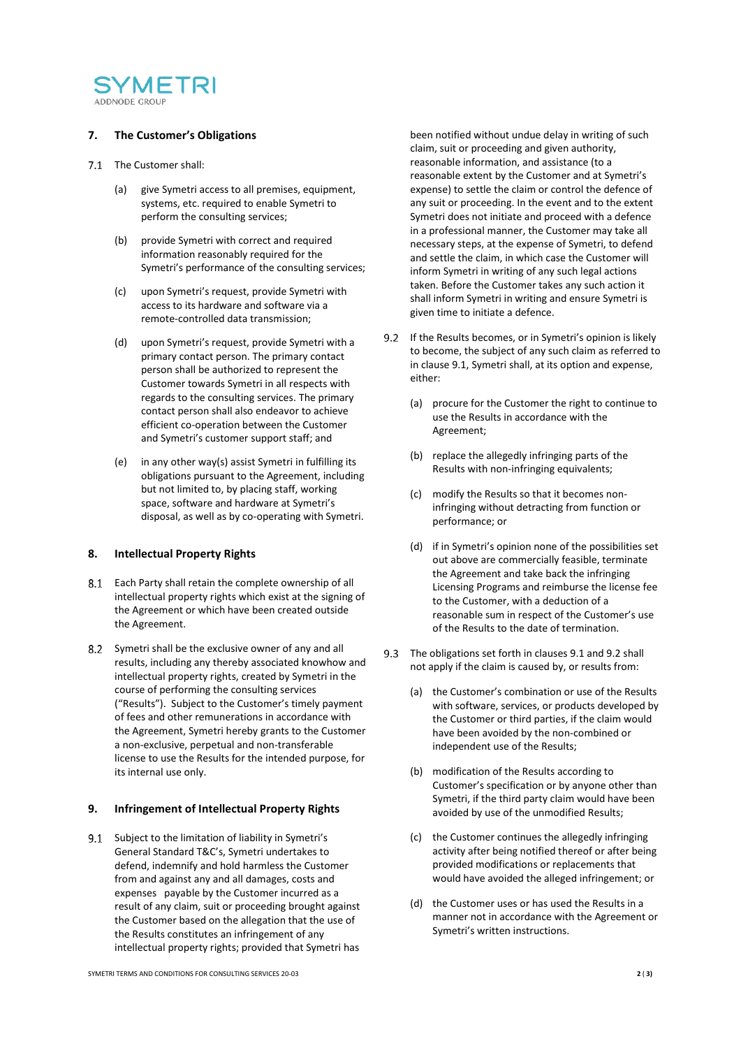## 7. The Customer's Obligations

7.1 The Customer shall:

(a) give Symetri access to all premises, equipment, systems, etc. required to enable Symetri to perform the consulting services;

(b) provide Symetri with correct and required information reasonably required for the Symetri's performance of the consulting services;

(c) upon Symetri's request, provide Symetri with access to its hardware and software via a remote-controlled data transmission;

(d) upon Symetri's request, provide Symetri with a primary contact person. The primary contact person shall be authorized to represent the Customer towards Symetri in all respects with regards to the consulting services. The primary contact person shall also endeavor to achieve efficient co-operation between the Customer and Symetri's customer support staff; and

(e) in any other way(s) assist Symetri in fulfilling its obligations pursuant to the Agreement, including but not limited to, by placing staff, working space, software and hardware at Symetri's disposal, as well as by co-operating with Symetri.

## 8. Intellectual Property Rights

8.1 Each Party shall retain the complete ownership of all intellectual property rights which exist at the signing of the Agreement or which have been created outside the Agreement.

8.2 Symetri shall be the exclusive owner of any and all results, including any thereby associated knowhow and intellectual property rights, created by Symetri in the course of performing the consulting services ("Results"). Subject to the Customer's timely payment of fees and other remunerations in accordance with the Agreement, Symetri hereby grants to the Customer a non-exclusive, perpetual and non-transferable license to use the Results for the intended purpose, for its internal use only.

## 9. Infringement of Intellectual Property Rights

9.1 Subject to the limitation of liability in Symetri's General Standard T&C's, Symetri undertakes to defend, indemnify and hold harmless the Customer from and against any and all damages, costs and expenses payable by the Customer incurred as a result of any claim, suit or proceeding brought against the Customer based on the allegation that the use of the Results constitutes an infringement of any intellectual property rights; provided that Symetri has been notified without undue delay in writing of such claim, suit or proceeding and given authority, reasonable information, and assistance (to a reasonable extent by the Customer and at Symetri's expense) to settle the claim or control the defence of any suit or proceeding. In the event and to the extent Symetri does not initiate and proceed with a defence in a professional manner, the Customer may take all necessary steps, at the expense of Symetri, to defend and settle the claim, in which case the Customer will inform Symetri in writing of any such legal actions taken. Before the Customer takes any such action it shall inform Symetri in writing and ensure Symetri is given time to initiate a defence.

9.2 If the Results becomes, or in Symetri's opinion is likely to become, the subject of any such claim as referred to in clause 9.1, Symetri shall, at its option and expense, either:

(a) procure for the Customer the right to continue to use the Results in accordance with the Agreement;

(b) replace the allegedly infringing parts of the Results with non-infringing equivalents;

(c) modify the Results so that it becomes non-infringing without detracting from function or performance; or

(d) if in Symetri's opinion none of the possibilities set out above are commercially feasible, terminate the Agreement and take back the infringing Licensing Programs and reimburse the license fee to the Customer, with a deduction of a reasonable sum in respect of the Customer's use of the Results to the date of termination.

9.3 The obligations set forth in clauses 9.1 and 9.2 shall not apply if the claim is caused by, or results from:

(a) the Customer's combination or use of the Results with software, services, or products developed by the Customer or third parties, if the claim would have been avoided by the non-combined or independent use of the Results;

(b) modification of the Results according to Customer's specification or by anyone other than Symetri, if the third party claim would have been avoided by use of the unmodified Results;

(c) the Customer continues the allegedly infringing activity after being notified thereof or after being provided modifications or replacements that would have avoided the alleged infringement; or

(d) the Customer uses or has used the Results in a manner not in accordance with the Agreement or Symetri's written instructions.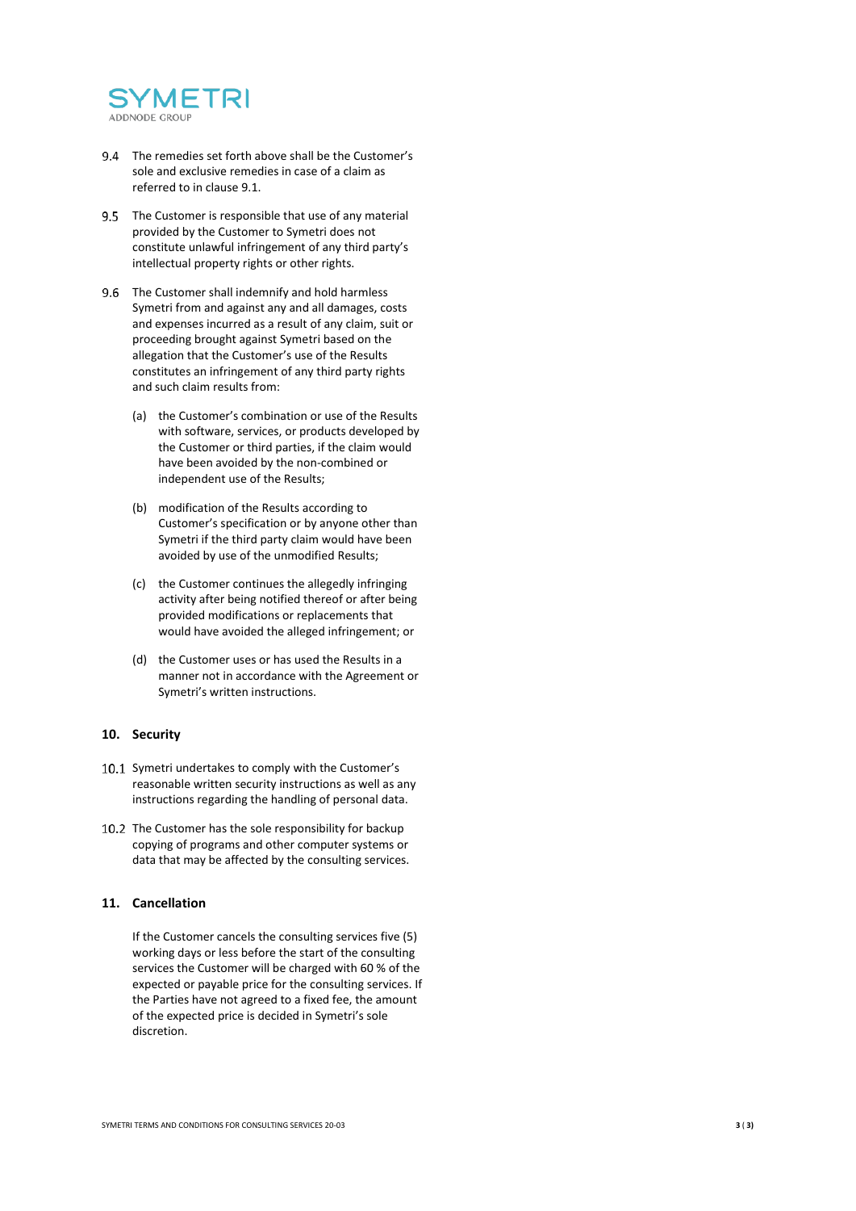9.4 The remedies set forth above shall be the Customer's sole and exclusive remedies in case of a claim as referred to in clause 9.1.

9.5 The Customer is responsible that use of any material provided by the Customer to Symetri does not constitute unlawful infringement of any third party's intellectual property rights or other rights.

9.6 The Customer shall indemnify and hold harmless Symetri from and against any and all damages, costs and expenses incurred as a result of any claim, suit or proceeding brought against Symetri based on the allegation that the Customer's use of the Results constitutes an infringement of any third party rights and such claim results from:

(a) the Customer's combination or use of the Results with software, services, or products developed by the Customer or third parties, if the claim would have been avoided by the non-combined or independent use of the Results;

(b) modification of the Results according to Customer's specification or by anyone other than Symetri if the third party claim would have been avoided by use of the unmodified Results;

(c) the Customer continues the allegedly infringing activity after being notified thereof or after being provided modifications or replacements that would have avoided the alleged infringement; or

(d) the Customer uses or has used the Results in a manner not in accordance with the Agreement or Symetri's written instructions.

## 10. Security

10.1 Symetri undertakes to comply with the Customer's reasonable written security instructions as well as any instructions regarding the handling of personal data.

10.2 The Customer has the sole responsibility for backup copying of programs and other computer systems or data that may be affected by the consulting services.

## 11. Cancellation

If the Customer cancels the consulting services five (5) working days or less before the start of the consulting services the Customer will be charged with 60 % of the expected or payable price for the consulting services. If the Parties have not agreed to a fixed fee, the amount of the expected price is decided in Symetri's sole discretion.